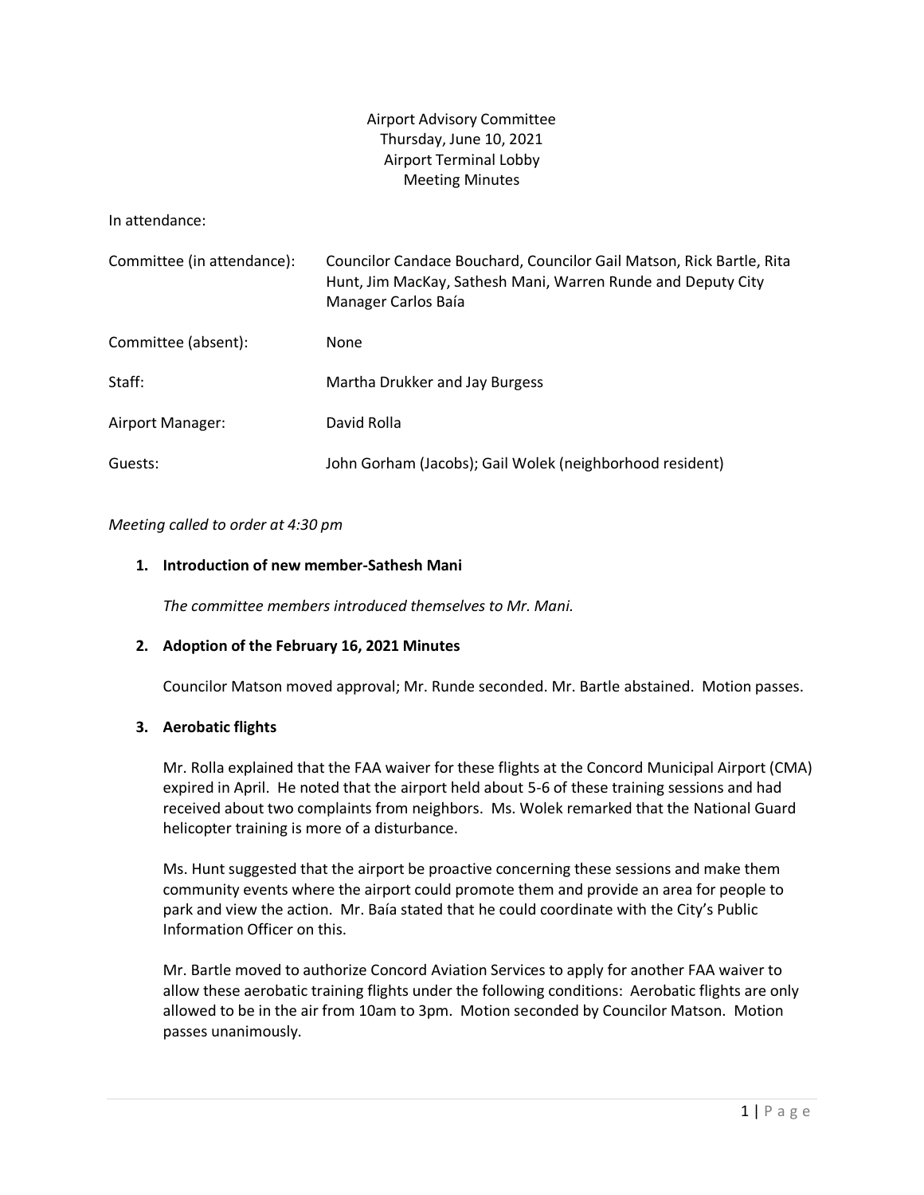Airport Advisory Committee
Thursday, June 10, 2021
Airport Terminal Lobby
Meeting Minutes

In attendance:

| | |
|---|---|
| Committee (in attendance): | Councilor Candace Bouchard, Councilor Gail Matson, Rick Bartle, Rita Hunt, Jim MacKay, Sathesh Mani, Warren Runde and Deputy City Manager Carlos Baía |
| Committee (absent): | None |
| Staff: | Martha Drukker and Jay Burgess |
| Airport Manager: | David Rolla |
| Guests: | John Gorham (Jacobs); Gail Wolek (neighborhood resident) |

*Meeting called to order at 4:30 pm*

1. **Introduction of new member-Sathesh Mani**

   *The committee members introduced themselves to Mr. Mani.*

2. **Adoption of the February 16, 2021 Minutes**

   Councilor Matson moved approval; Mr. Runde seconded. Mr. Bartle abstained. Motion passes.

3. **Aerobatic flights**

   Mr. Rolla explained that the FAA waiver for these flights at the Concord Municipal Airport (CMA) expired in April. He noted that the airport held about 5-6 of these training sessions and had received about two complaints from neighbors. Ms. Wolek remarked that the National Guard helicopter training is more of a disturbance.

   Ms. Hunt suggested that the airport be proactive concerning these sessions and make them community events where the airport could promote them and provide an area for people to park and view the action. Mr. Baía stated that he could coordinate with the City's Public Information Officer on this.

   Mr. Bartle moved to authorize Concord Aviation Services to apply for another FAA waiver to allow these aerobatic training flights under the following conditions: Aerobatic flights are only allowed to be in the air from 10am to 3pm. Motion seconded by Councilor Matson. Motion passes unanimously.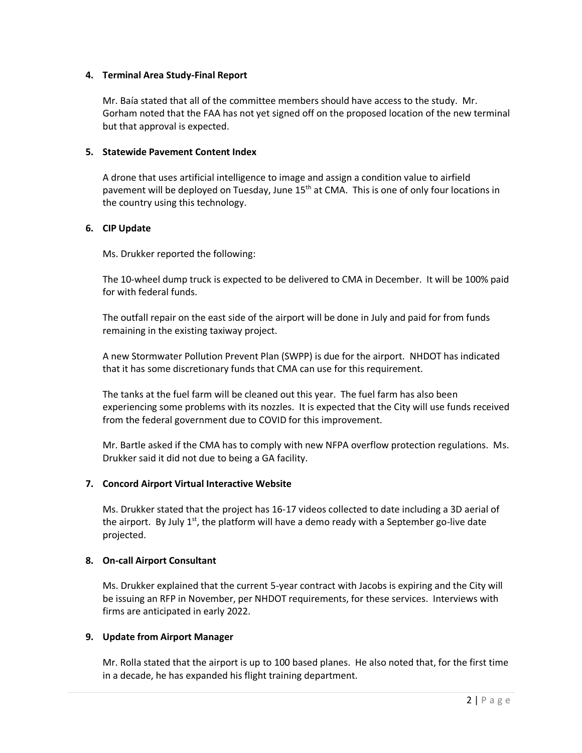**4. Terminal Area Study-Final Report**

Mr. Baía stated that all of the committee members should have access to the study. Mr. Gorham noted that the FAA has not yet signed off on the proposed location of the new terminal but that approval is expected.

**5. Statewide Pavement Content Index**

A drone that uses artificial intelligence to image and assign a condition value to airfield pavement will be deployed on Tuesday, June 15th at CMA. This is one of only four locations in the country using this technology.

**6. CIP Update**

Ms. Drukker reported the following:

The 10-wheel dump truck is expected to be delivered to CMA in December. It will be 100% paid for with federal funds.

The outfall repair on the east side of the airport will be done in July and paid for from funds remaining in the existing taxiway project.

A new Stormwater Pollution Prevent Plan (SWPP) is due for the airport. NHDOT has indicated that it has some discretionary funds that CMA can use for this requirement.

The tanks at the fuel farm will be cleaned out this year. The fuel farm has also been experiencing some problems with its nozzles. It is expected that the City will use funds received from the federal government due to COVID for this improvement.

Mr. Bartle asked if the CMA has to comply with new NFPA overflow protection regulations. Ms. Drukker said it did not due to being a GA facility.

**7. Concord Airport Virtual Interactive Website**

Ms. Drukker stated that the project has 16-17 videos collected to date including a 3D aerial of the airport. By July 1st, the platform will have a demo ready with a September go-live date projected.

**8. On-call Airport Consultant**

Ms. Drukker explained that the current 5-year contract with Jacobs is expiring and the City will be issuing an RFP in November, per NHDOT requirements, for these services. Interviews with firms are anticipated in early 2022.

**9. Update from Airport Manager**

Mr. Rolla stated that the airport is up to 100 based planes. He also noted that, for the first time in a decade, he has expanded his flight training department.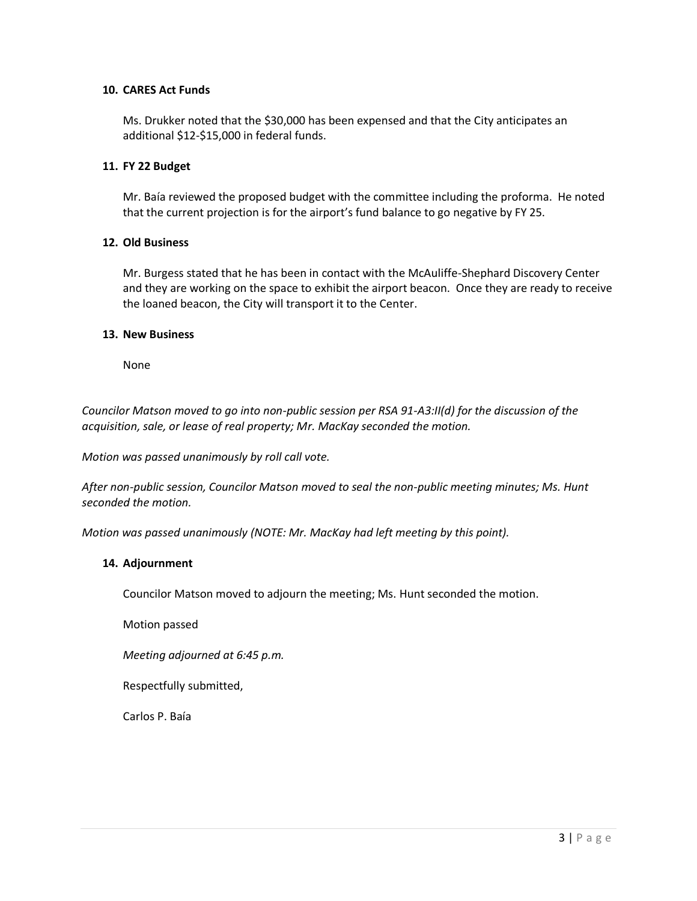**10. CARES Act Funds**

Ms. Drukker noted that the $30,000 has been expensed and that the City anticipates an additional $12-$15,000 in federal funds.

**11. FY 22 Budget**

Mr. Baía reviewed the proposed budget with the committee including the proforma. He noted that the current projection is for the airport's fund balance to go negative by FY 25.

**12. Old Business**

Mr. Burgess stated that he has been in contact with the McAuliffe-Shephard Discovery Center and they are working on the space to exhibit the airport beacon. Once they are ready to receive the loaned beacon, the City will transport it to the Center.

**13. New Business**

None

*Councilor Matson moved to go into non-public session per RSA 91-A3:II(d) for the discussion of the acquisition, sale, or lease of real property; Mr. MacKay seconded the motion.*

*Motion was passed unanimously by roll call vote.*

*After non-public session, Councilor Matson moved to seal the non-public meeting minutes; Ms. Hunt seconded the motion.*

*Motion was passed unanimously (NOTE: Mr. MacKay had left meeting by this point).*

**14. Adjournment**

Councilor Matson moved to adjourn the meeting; Ms. Hunt seconded the motion.

Motion passed

*Meeting adjourned at 6:45 p.m.*

Respectfully submitted,

Carlos P. Baía